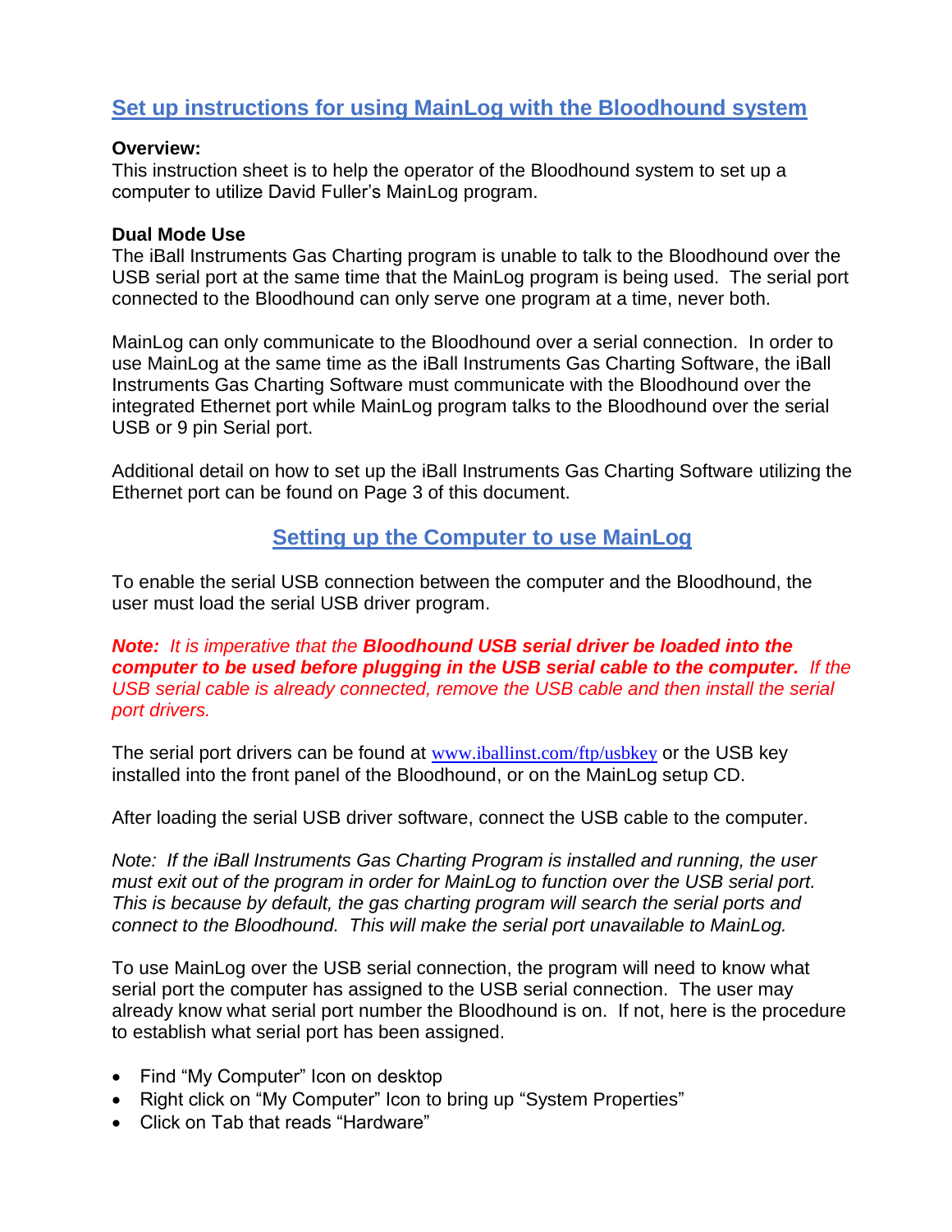# [Set up instructions for using MainLog with the Bloodhound system]()

**Overview:**
This instruction sheet is to help the operator of the Bloodhound system to set up a computer to utilize David Fuller's MainLog program.

**Dual Mode Use**
The iBall Instruments Gas Charting program is unable to talk to the Bloodhound over the USB serial port at the same time that the MainLog program is being used. The serial port connected to the Bloodhound can only serve one program at a time, never both.

MainLog can only communicate to the Bloodhound over a serial connection. In order to use MainLog at the same time as the iBall Instruments Gas Charting Software, the iBall Instruments Gas Charting Software must communicate with the Bloodhound over the integrated Ethernet port while MainLog program talks to the Bloodhound over the serial USB or 9 pin Serial port.

Additional detail on how to set up the iBall Instruments Gas Charting Software utilizing the Ethernet port can be found on Page 3 of this document.

## [Setting up the Computer to use MainLog]()

To enable the serial USB connection between the computer and the Bloodhound, the user must load the serial USB driver program.

***Note:** It is imperative that the **Bloodhound USB serial driver be loaded into the computer to be used before plugging in the USB serial cable to the computer.** If the USB serial cable is already connected, remove the USB cable and then install the serial port drivers.*

The serial port drivers can be found at [www.iballinst.com/ftp/usbkey](www.iballinst.com/ftp/usbkey) or the USB key installed into the front panel of the Bloodhound, or on the MainLog setup CD.

After loading the serial USB driver software, connect the USB cable to the computer.

*Note: If the iBall Instruments Gas Charting Program is installed and running, the user must exit out of the program in order for MainLog to function over the USB serial port. This is because by default, the gas charting program will search the serial ports and connect to the Bloodhound. This will make the serial port unavailable to MainLog.*

To use MainLog over the USB serial connection, the program will need to know what serial port the computer has assigned to the USB serial connection. The user may already know what serial port number the Bloodhound is on. If not, here is the procedure to establish what serial port has been assigned.

- Find "My Computer" Icon on desktop
- Right click on "My Computer" Icon to bring up "System Properties"
- Click on Tab that reads "Hardware"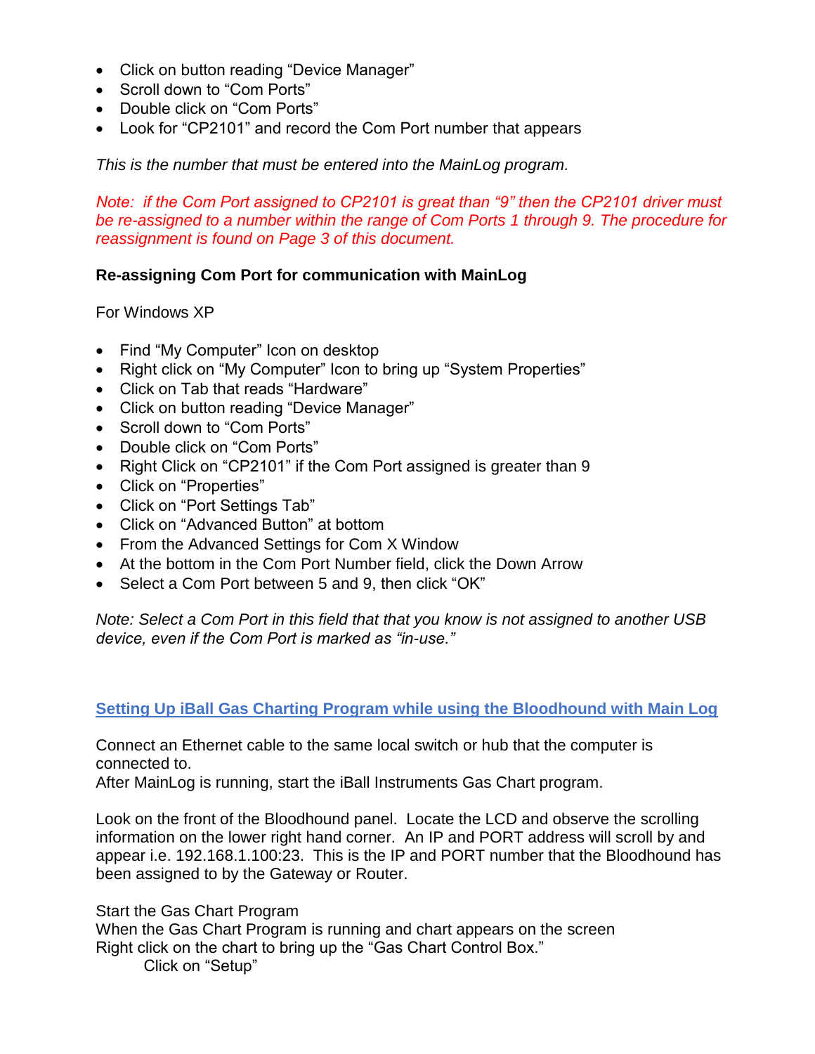- Click on button reading “Device Manager”
- Scroll down to “Com Ports”
- Double click on “Com Ports”
- Look for “CP2101” and record the Com Port number that appears

*This is the number that must be entered into the MainLog program.*

*Note: if the Com Port assigned to CP2101 is great than “9” then the CP2101 driver must be re-assigned to a number within the range of Com Ports 1 through 9. The procedure for reassignment is found on Page 3 of this document.*

**Re-assigning Com Port for communication with MainLog**

For Windows XP

- Find “My Computer” Icon on desktop
- Right click on “My Computer” Icon to bring up “System Properties”
- Click on Tab that reads “Hardware”
- Click on button reading “Device Manager”
- Scroll down to “Com Ports”
- Double click on “Com Ports”
- Right Click on “CP2101” if the Com Port assigned is greater than 9
- Click on “Properties”
- Click on “Port Settings Tab”
- Click on “Advanced Button” at bottom
- From the Advanced Settings for Com X Window
- At the bottom in the Com Port Number field, click the Down Arrow
- Select a Com Port between 5 and 9, then click “OK”

*Note: Select a Com Port in this field that that you know is not assigned to another USB device, even if the Com Port is marked as “in-use.”*

## Setting Up iBall Gas Charting Program while using the Bloodhound with Main Log

Connect an Ethernet cable to the same local switch or hub that the computer is connected to.
After MainLog is running, start the iBall Instruments Gas Chart program.

Look on the front of the Bloodhound panel. Locate the LCD and observe the scrolling information on the lower right hand corner. An IP and PORT address will scroll by and appear i.e. 192.168.1.100:23. This is the IP and PORT number that the Bloodhound has been assigned to by the Gateway or Router.

Start the Gas Chart Program
When the Gas Chart Program is running and chart appears on the screen
Right click on the chart to bring up the “Gas Chart Control Box.”
Click on “Setup”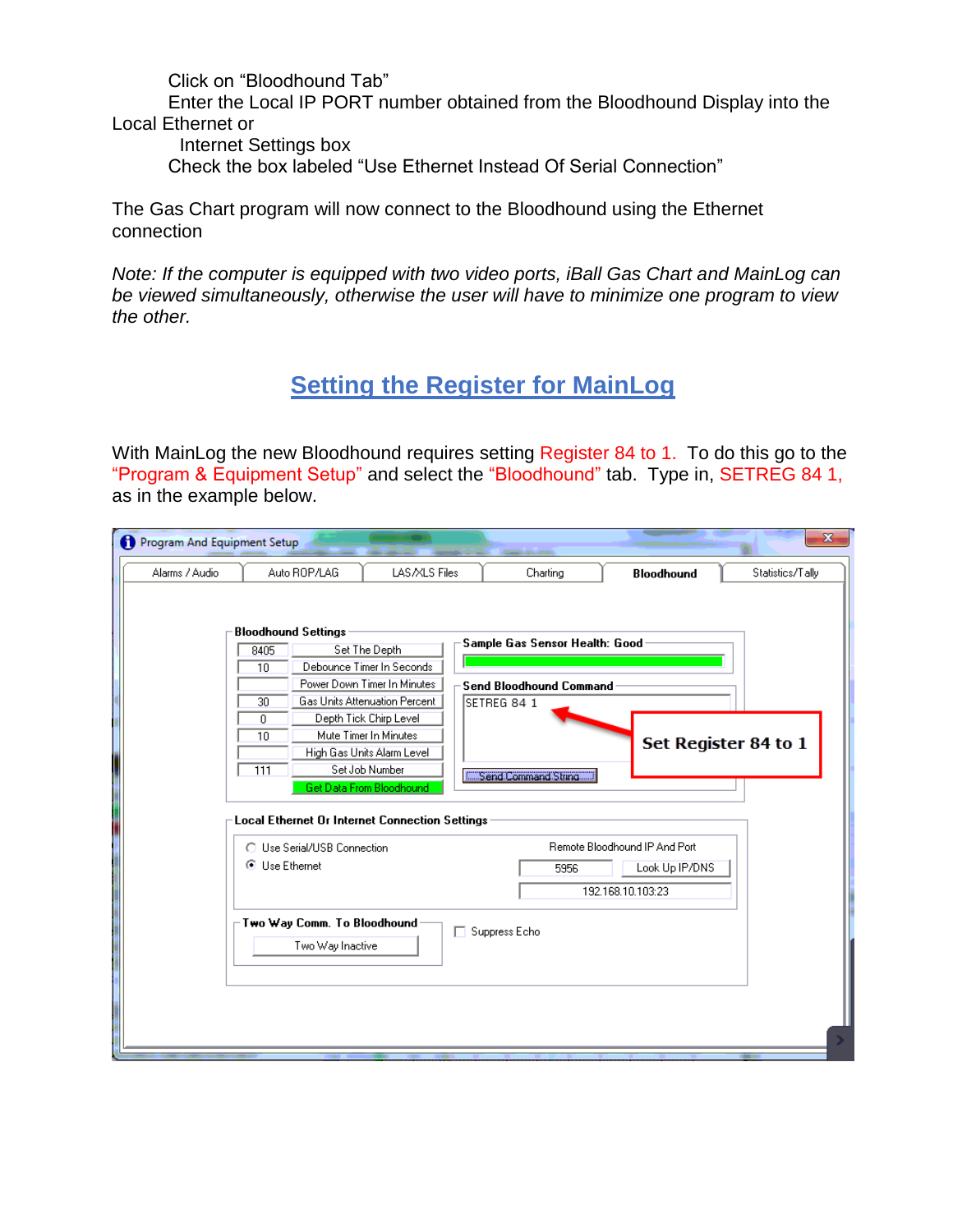Click on "Bloodhound Tab"

Enter the Local IP PORT number obtained from the Bloodhound Display into the Local Ethernet or Internet Settings box

Check the box labeled "Use Ethernet Instead Of Serial Connection"

The Gas Chart program will now connect to the Bloodhound using the Ethernet connection

*Note: If the computer is equipped with two video ports, iBall Gas Chart and MainLog can be viewed simultaneously, otherwise the user will have to minimize one program to view the other.*

## Setting the Register for MainLog

With MainLog the new Bloodhound requires setting Register 84 to 1. To do this go to the "Program & Equipment Setup" and select the "Bloodhound" tab. Type in, SETREG 84 1, as in the example below.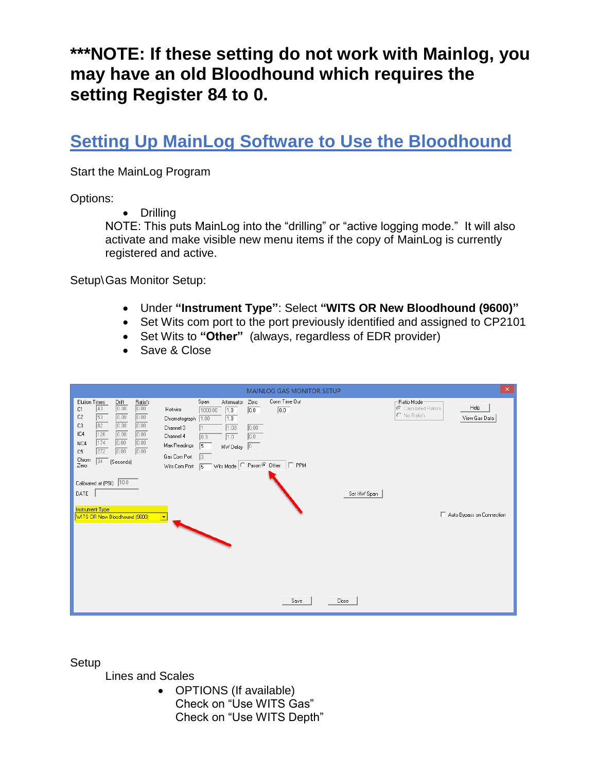**\*\*\*NOTE: If these setting do not work with Mainlog, you may have an old Bloodhound which requires the setting Register 84 to 0.**

## Setting Up MainLog Software to Use the Bloodhound

Start the MainLog Program

Options:

- Drilling

  NOTE: This puts MainLog into the "drilling" or "active logging mode." It will also activate and make visible new menu items if the copy of MainLog is currently registered and active.

Setup\Gas Monitor Setup:

- Under **"Instrument Type"**: Select **"WITS OR New Bloodhound (9600)"**
- Set Wits com port to the port previously identified and assigned to CP2101
- Set Wits to **"Other"** (always, regardless of EDR provider)
- Save & Close

Setup

Lines and Scales

- OPTIONS (If available)
  Check on "Use WITS Gas"
  Check on "Use WITS Depth"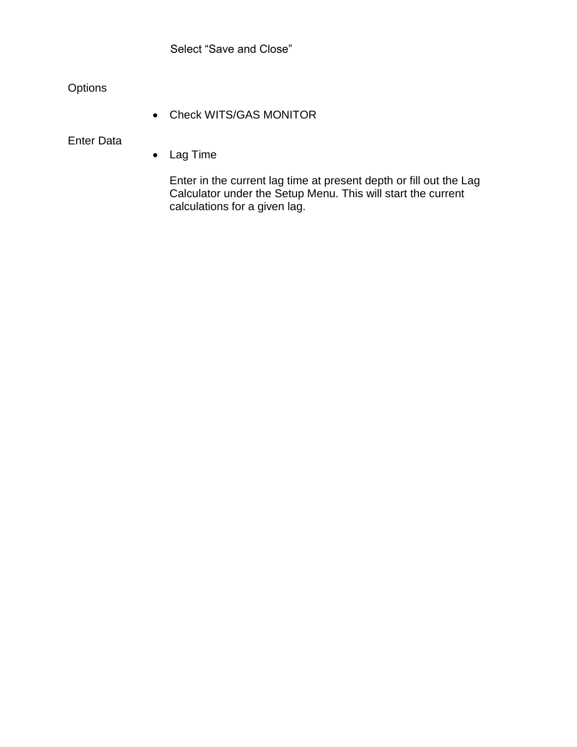Select “Save and Close”

Options

- Check WITS/GAS MONITOR

Enter Data

- Lag Time

  Enter in the current lag time at present depth or fill out the Lag Calculator under the Setup Menu. This will start the current calculations for a given lag.